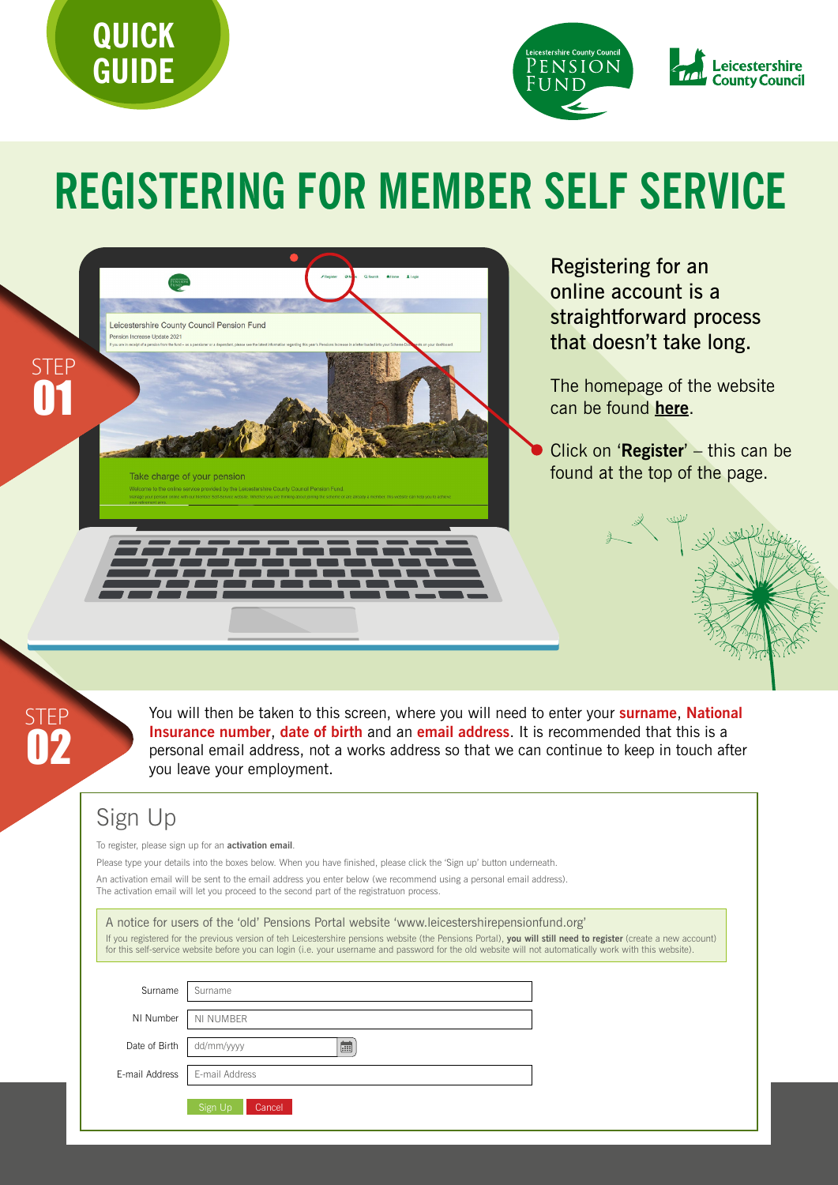QUICK GUIDE

# REGISTERING FOR MEMBER SELF SERVICE

## STEP 01

Registering for an online account is a straightforward process that doesn't take long.

The homepage of the website can be found **here**.

- Click on '**Register**' – this can be found at the top of the page.

## STEP 02

You will then be taken to this screen, where you will need to enter your **surname**, **National Insurance number**, **date of birth** and an **email address**. It is recommended that this is a personal email address, not a works address so that we can continue to keep in touch after you leave your employment.

### Sign Up

To register, please sign up for an **activation email**.

Please type your details into the boxes below. When you have finished, please click the 'Sign up' button underneath.

An activation email will be sent to the email address you enter below (we recommend using a personal email address). The activation email will let you proceed to the second part of the registratuon process.

A notice for users of the 'old' Pensions Portal website 'www.leicestershirepensionfund.org'

If you registered for the previous version of teh Leicestershire pensions website (the Pensions Portal), **you will still need to register** (create a new account) for this self-service website before you can login (i.e. your username and password for the old website will not automatically work with this website).

Surname: Surname

NI Number: NI NUMBER

Date of Birth: dd/mm/yyyy

E-mail Address: E-mail Address

Sign Up | Cancel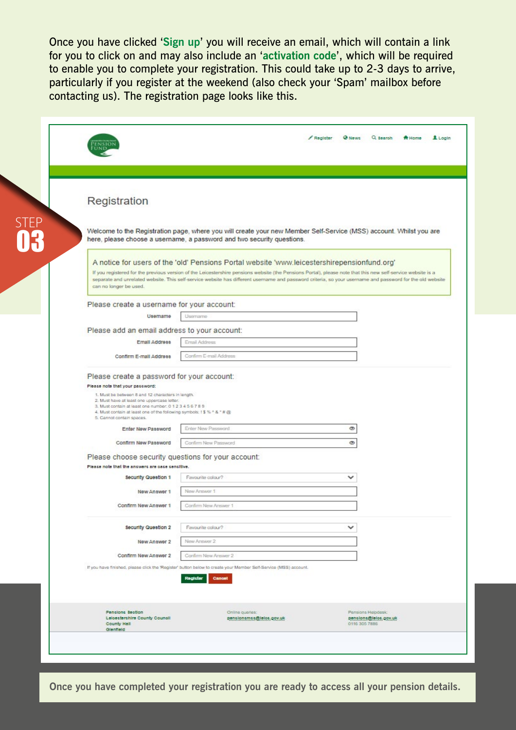Once you have clicked '**Sign up**' you will receive an email, which will contain a link for you to click on and may also include an '**activation code**', which will be required to enable you to complete your registration. This could take up to 2-3 days to arrive, particularly if you register at the weekend (also check your 'Spam' mailbox before contacting us). The registration page looks like this.

STEP **03**

Register | News | Search | Home | Login

## Registration

Welcome to the Registration page, where you will create your new Member Self-Service (MSS) account. Whilst you are here, please choose a username, a password and two security questions.

**A notice for users of the 'old' Pensions Portal website 'www.leicestershirepensionfund.org'**

If you registered for the previous version of the Leicestershire pensions website (the Pensions Portal), please note that this new self-service website is a separate and unrelated website. This self-service website has different username and password criteria, so your username and password for the old website can no longer be used.

Please create a username for your account:

Username: [Username]

Please add an email address to your account:

Email Address: [Email Address]

Confirm E-mail Address: [Confirm E-mail Address]

Please create a password for your account:

**Please note that your password:**

1. Must be between 8 and 12 characters in length.
2. Must have at least one uppercase letter.
3. Must contain at least one number: 0 1 2 3 4 5 6 7 8 9
4. Must contain at least one of the following symbols: ! $ % ^ & * # @
5. Cannot contain spaces.

Enter New Password: [Enter New Password]

Confirm New Password: [Confirm New Password]

Please choose security questions for your account:

**Please note that the answers are case sensitive.**

Security Question 1: [Favourite colour?]

New Answer 1: [New Answer 1]

Confirm New Answer 1: [Confirm New Answer 1]

Security Question 2: [Favourite colour?]

New Answer 2: [New Answer 2]

Confirm New Answer 2: [Confirm New Answer 2]

If you have finished, please click the 'Register' button below to create your Member Self-Service (MSS) account.

[Register] [Cancel]

Pensions Section
Leicestershire County Council
County Hall
Glenfield

Online queries:
pensionsmss@leics.gov.uk

Pensions Helpdesk:
pensions@leics.gov.uk
0116 305 7886

**Once you have completed your registration you are ready to access all your pension details.**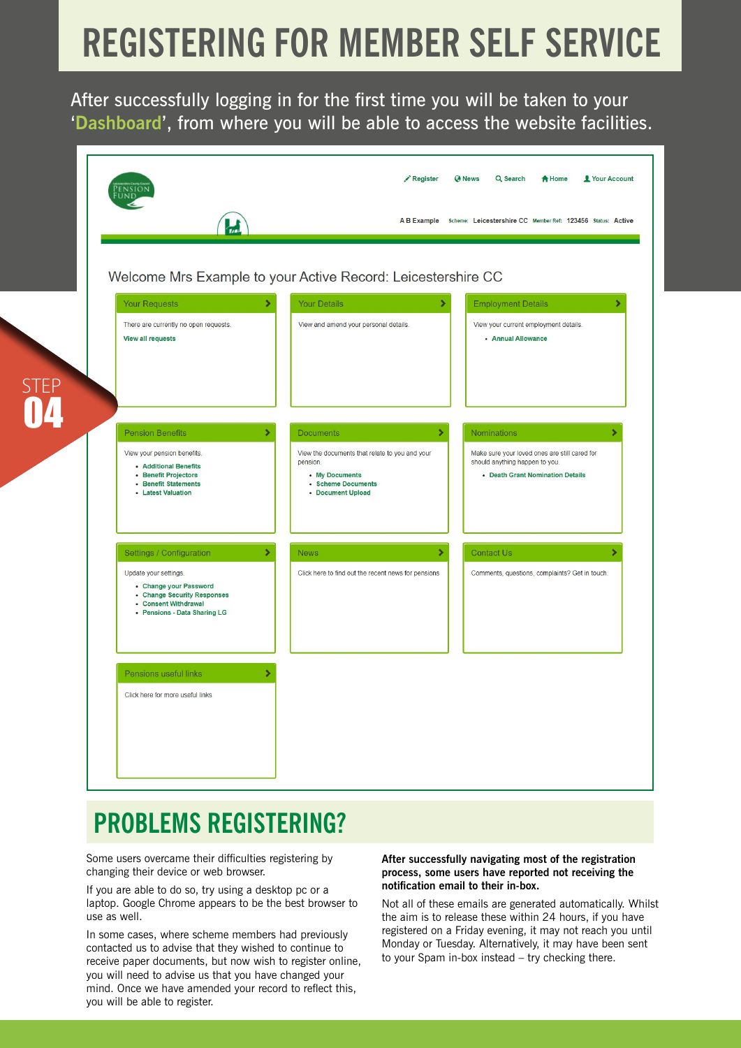# REGISTERING FOR MEMBER SELF SERVICE

After successfully logging in for the first time you will be taken to your '**Dashboard**', from where you will be able to access the website facilities.

STEP **04**

Register | News | Search | Home | Your Account

A B Example Scheme: Leicestershire CC Member Ref: 123456 Status: Active

Welcome Mrs Example to your Active Record: Leicestershire CC

**Your Requests**
There are currently no open requests.
View all requests

**Your Details**
View and amend your personal details.

**Employment Details**
View your current employment details.
- Annual Allowance

**Pension Benefits**
View your pension benefits.
- Additional Benefits
- Benefit Projectors
- Benefit Statements
- Latest Valuation

**Documents**
View the documents that relate to you and your pension.
- My Documents
- Scheme Documents
- Document Upload

**Nominations**
Make sure your loved ones are still cared for should anything happen to you.
- Death Grant Nomination Details

**Settings / Configuration**
Update your settings.
- Change your Password
- Change Security Responses
- Consent Withdrawal
- Pensions - Data Sharing LG

**News**
Click here to find out the recent news for pensions

**Contact Us**
Comments, questions, complaints? Get in touch.

**Pensions useful links**
Click here for more useful links

## PROBLEMS REGISTERING?

Some users overcame their difficulties registering by changing their device or web browser.

If you are able to do so, try using a desktop pc or a laptop. Google Chrome appears to be the best browser to use as well.

In some cases, where scheme members had previously contacted us to advise that they wished to continue to receive paper documents, but now wish to register online, you will need to advise us that you have changed your mind. Once we have amended your record to reflect this, you will be able to register.

**After successfully navigating most of the registration process, some users have reported not receiving the notification email to their in-box.**

Not all of these emails are generated automatically. Whilst the aim is to release these within 24 hours, if you have registered on a Friday evening, it may not reach you until Monday or Tuesday. Alternatively, it may have been sent to your Spam in-box instead – try checking there.